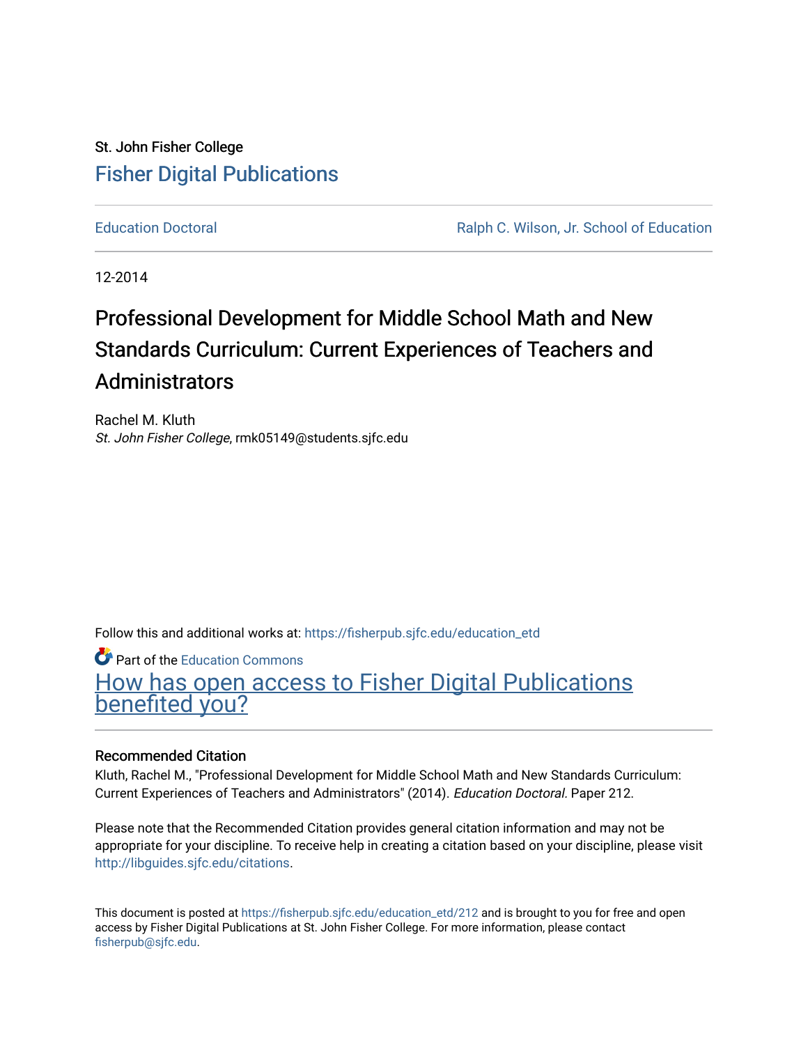St. John Fisher College

# Fisher Digital Publications

Education Doctoral | Ralph C. Wilson, Jr. School of Education

12-2014

# Professional Development for Middle School Math and New Standards Curriculum: Current Experiences of Teachers and Administrators

Rachel M. Kluth
*St. John Fisher College*, rmk05149@students.sjfc.edu

Follow this and additional works at: https://fisherpub.sjfc.edu/education_etd

Part of the Education Commons

How has open access to Fisher Digital Publications benefited you?

### Recommended Citation

Kluth, Rachel M., "Professional Development for Middle School Math and New Standards Curriculum: Current Experiences of Teachers and Administrators" (2014). *Education Doctoral.* Paper 212.

Please note that the Recommended Citation provides general citation information and may not be appropriate for your discipline. To receive help in creating a citation based on your discipline, please visit http://libguides.sjfc.edu/citations.

This document is posted at https://fisherpub.sjfc.edu/education_etd/212 and is brought to you for free and open access by Fisher Digital Publications at St. John Fisher College. For more information, please contact fisherpub@sjfc.edu.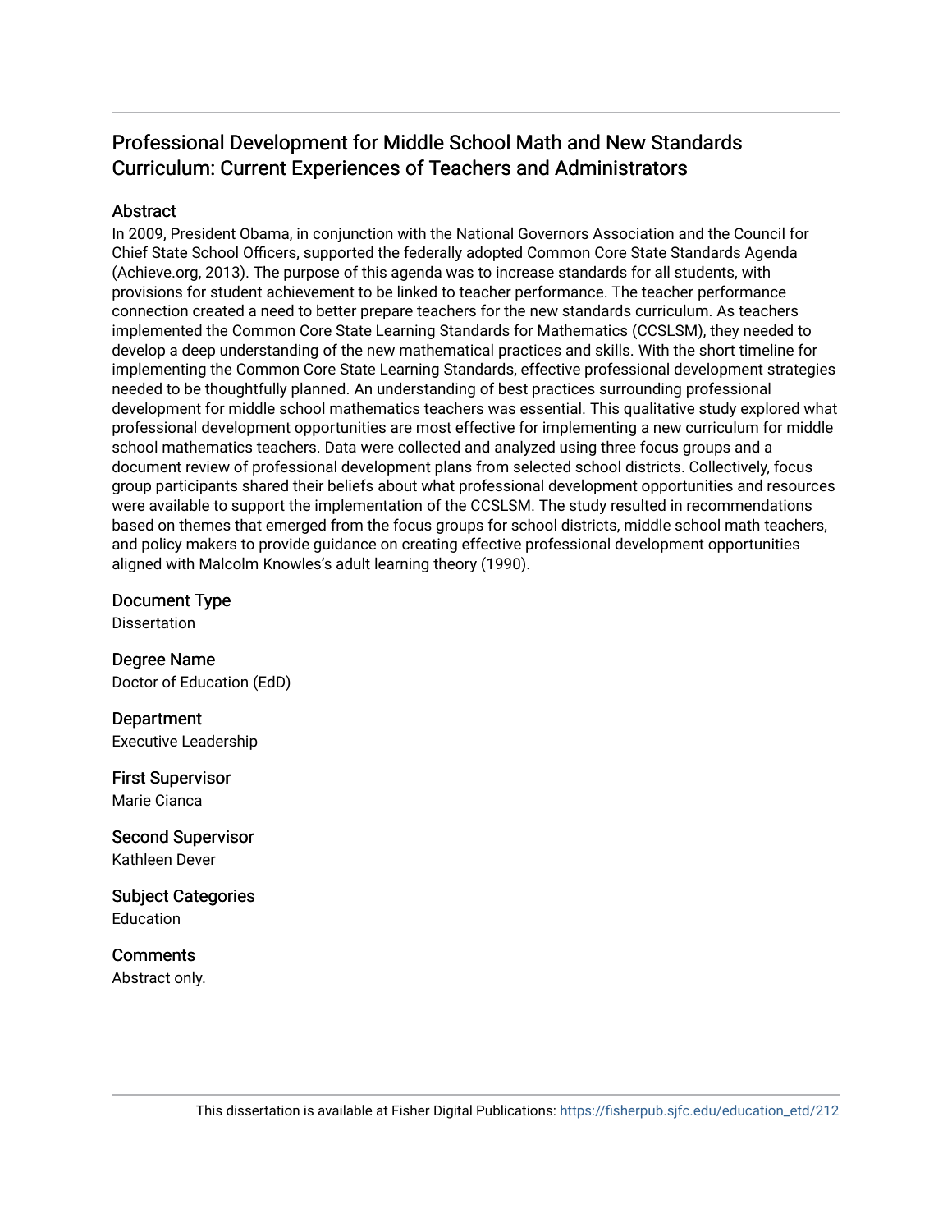# Professional Development for Middle School Math and New Standards Curriculum: Current Experiences of Teachers and Administrators

## Abstract

In 2009, President Obama, in conjunction with the National Governors Association and the Council for Chief State School Officers, supported the federally adopted Common Core State Standards Agenda (Achieve.org, 2013). The purpose of this agenda was to increase standards for all students, with provisions for student achievement to be linked to teacher performance. The teacher performance connection created a need to better prepare teachers for the new standards curriculum. As teachers implemented the Common Core State Learning Standards for Mathematics (CCSLSM), they needed to develop a deep understanding of the new mathematical practices and skills. With the short timeline for implementing the Common Core State Learning Standards, effective professional development strategies needed to be thoughtfully planned. An understanding of best practices surrounding professional development for middle school mathematics teachers was essential. This qualitative study explored what professional development opportunities are most effective for implementing a new curriculum for middle school mathematics teachers. Data were collected and analyzed using three focus groups and a document review of professional development plans from selected school districts. Collectively, focus group participants shared their beliefs about what professional development opportunities and resources were available to support the implementation of the CCSLSM. The study resulted in recommendations based on themes that emerged from the focus groups for school districts, middle school math teachers, and policy makers to provide guidance on creating effective professional development opportunities aligned with Malcolm Knowles's adult learning theory (1990).

## Document Type

Dissertation

## Degree Name

Doctor of Education (EdD)

## Department

Executive Leadership

## First Supervisor

Marie Cianca

## Second Supervisor

Kathleen Dever

## Subject Categories

Education

## Comments

Abstract only.

This dissertation is available at Fisher Digital Publications: https://fisherpub.sjfc.edu/education_etd/212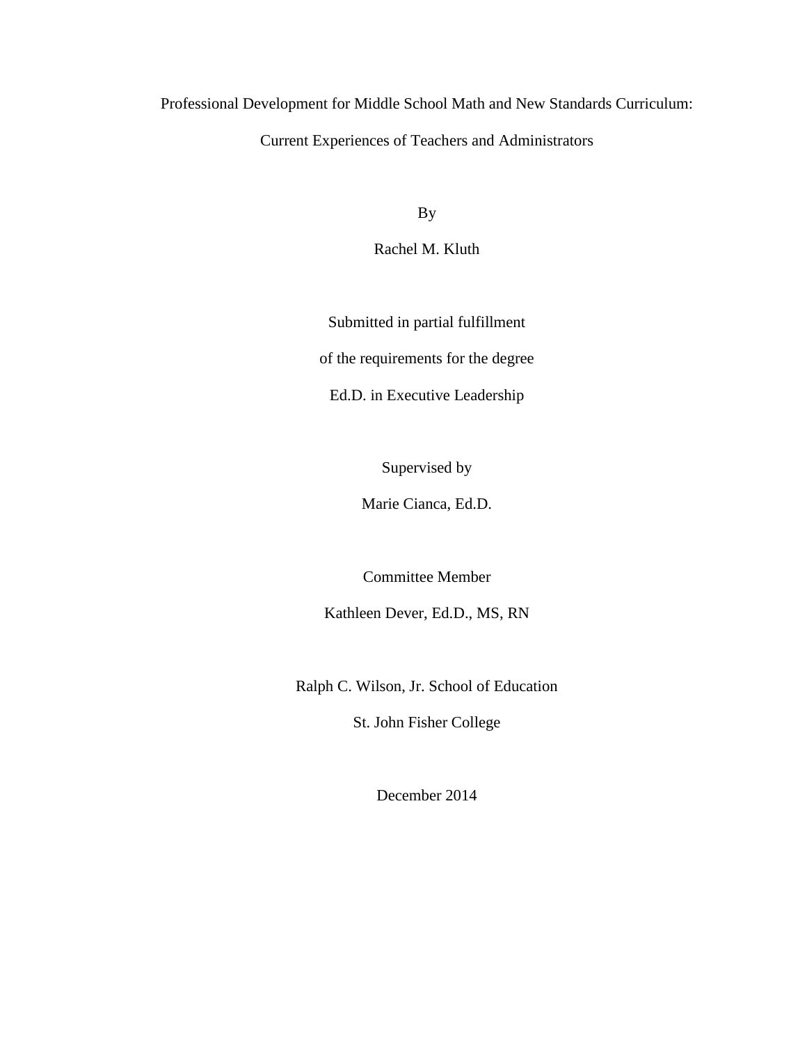# Professional Development for Middle School Math and New Standards Curriculum: Current Experiences of Teachers and Administrators

By

Rachel M. Kluth

Submitted in partial fulfillment

of the requirements for the degree

Ed.D. in Executive Leadership

Supervised by

Marie Cianca, Ed.D.

Committee Member

Kathleen Dever, Ed.D., MS, RN

Ralph C. Wilson, Jr. School of Education

St. John Fisher College

December 2014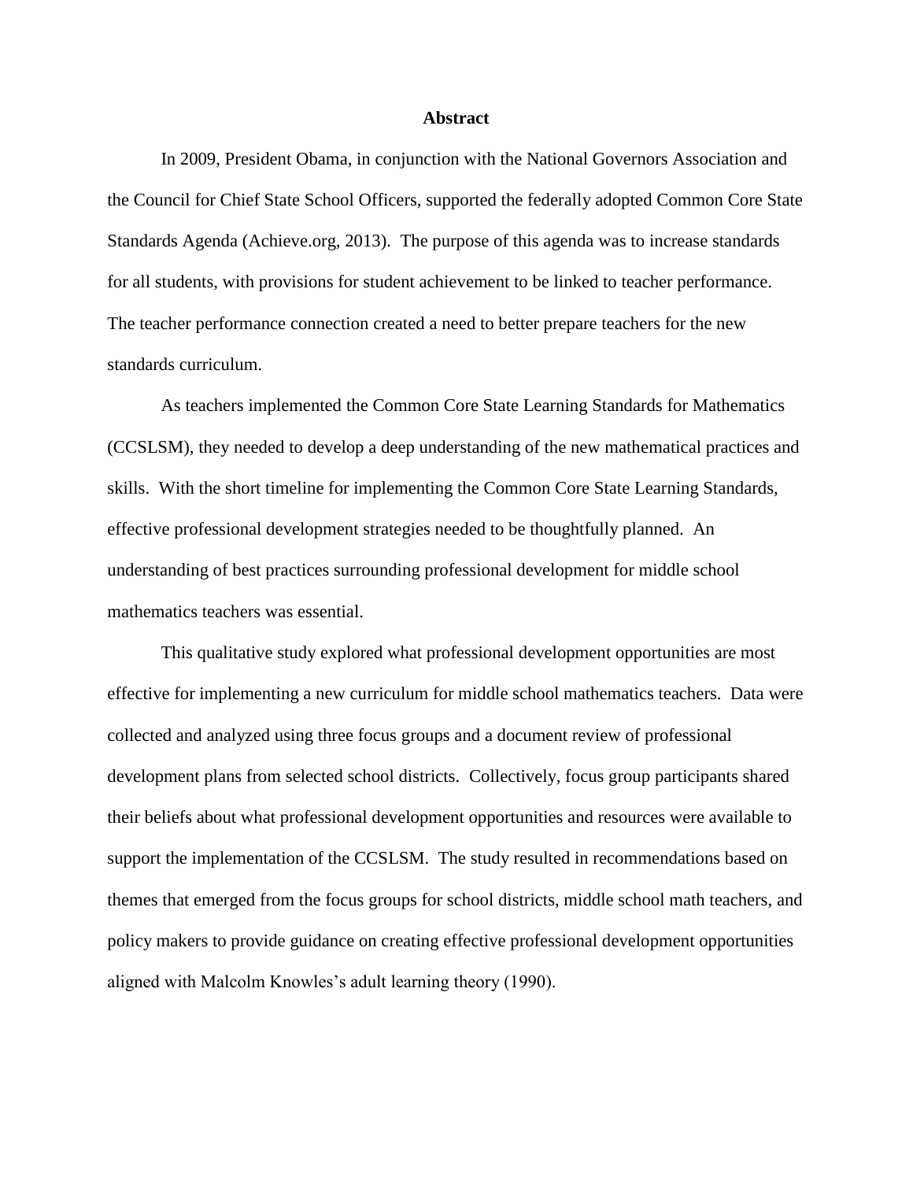# Abstract

In 2009, President Obama, in conjunction with the National Governors Association and the Council for Chief State School Officers, supported the federally adopted Common Core State Standards Agenda (Achieve.org, 2013). The purpose of this agenda was to increase standards for all students, with provisions for student achievement to be linked to teacher performance. The teacher performance connection created a need to better prepare teachers for the new standards curriculum.

As teachers implemented the Common Core State Learning Standards for Mathematics (CCSLSM), they needed to develop a deep understanding of the new mathematical practices and skills. With the short timeline for implementing the Common Core State Learning Standards, effective professional development strategies needed to be thoughtfully planned. An understanding of best practices surrounding professional development for middle school mathematics teachers was essential.

This qualitative study explored what professional development opportunities are most effective for implementing a new curriculum for middle school mathematics teachers. Data were collected and analyzed using three focus groups and a document review of professional development plans from selected school districts. Collectively, focus group participants shared their beliefs about what professional development opportunities and resources were available to support the implementation of the CCSLSM. The study resulted in recommendations based on themes that emerged from the focus groups for school districts, middle school math teachers, and policy makers to provide guidance on creating effective professional development opportunities aligned with Malcolm Knowles's adult learning theory (1990).